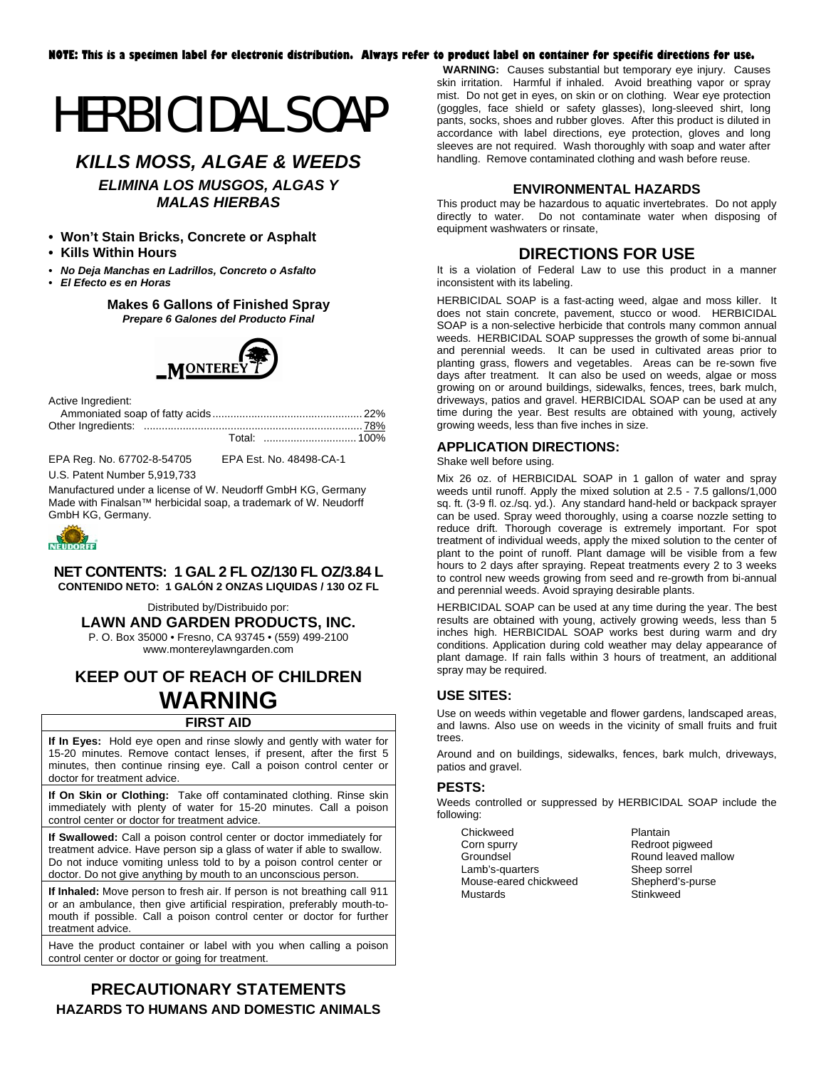**NOTE: This is a specimen label for electronic distribution. Always refer to product label on container for specific directions for use.**

# HERBICIDAL SOAP

## *KILLS MOSS, ALGAE & WEEDS*

### *ELIMINA LOS MUSGOS, ALGAS Y MALAS HIERBAS*

- **Won't Stain Bricks, Concrete or Asphalt**
- **Kills Within Hours**
- ***No Deja Manchas en Ladrillos, Concreto o Asfalto***
- ***El Efecto es en Horas***

**Makes 6 Gallons of Finished Spray**
***Prepare 6 Galones del Producto Final***

MONTEREY

Active Ingredient:
Ammoniated soap of fatty acids .................................................. 22%
Other Ingredients: ......................................................................... 78%
Total: .............................. 100%

EPA Reg. No. 67702-8-54705 EPA Est. No. 48498-CA-1

U.S. Patent Number 5,919,733

Manufactured under a license of W. Neudorff GmbH KG, Germany
Made with Finalsan™ herbicidal soap, a trademark of W. Neudorff GmbH KG, Germany.

NEUDORFF

**NET CONTENTS: 1 GAL 2 FL OZ/130 FL OZ/3.84 L**
**CONTENIDO NETO: 1 GALÓN 2 ONZAS LIQUIDAS / 130 OZ FL**

Distributed by/Distribuido por:
**LAWN AND GARDEN PRODUCTS, INC.**
P. O. Box 35000 • Fresno, CA 93745 • (559) 499-2100
www.montereylawngarden.com

## KEEP OUT OF REACH OF CHILDREN

## WARNING

### FIRST AID

**If In Eyes:** Hold eye open and rinse slowly and gently with water for 15-20 minutes. Remove contact lenses, if present, after the first 5 minutes, then continue rinsing eye. Call a poison control center or doctor for treatment advice.

**If On Skin or Clothing:** Take off contaminated clothing. Rinse skin immediately with plenty of water for 15-20 minutes. Call a poison control center or doctor for treatment advice.

**If Swallowed:** Call a poison control center or doctor immediately for treatment advice. Have person sip a glass of water if able to swallow. Do not induce vomiting unless told to by a poison control center or doctor. Do not give anything by mouth to an unconscious person.

**If Inhaled:** Move person to fresh air. If person is not breathing call 911 or an ambulance, then give artificial respiration, preferably mouth-to-mouth if possible. Call a poison control center or doctor for further treatment advice.

Have the product container or label with you when calling a poison control center or doctor or going for treatment.

## PRECAUTIONARY STATEMENTS

### HAZARDS TO HUMANS AND DOMESTIC ANIMALS

**WARNING:** Causes substantial but temporary eye injury. Causes skin irritation. Harmful if inhaled. Avoid breathing vapor or spray mist. Do not get in eyes, on skin or on clothing. Wear eye protection (goggles, face shield or safety glasses), long-sleeved shirt, long pants, socks, shoes and rubber gloves. After this product is diluted in accordance with label directions, eye protection, gloves and long sleeves are not required. Wash thoroughly with soap and water after handling. Remove contaminated clothing and wash before reuse.

### ENVIRONMENTAL HAZARDS

This product may be hazardous to aquatic invertebrates. Do not apply directly to water. Do not contaminate water when disposing of equipment washwaters or rinsate,

## DIRECTIONS FOR USE

It is a violation of Federal Law to use this product in a manner inconsistent with its labeling.

HERBICIDAL SOAP is a fast-acting weed, algae and moss killer. It does not stain concrete, pavement, stucco or wood. HERBICIDAL SOAP is a non-selective herbicide that controls many common annual weeds. HERBICIDAL SOAP suppresses the growth of some bi-annual and perennial weeds. It can be used in cultivated areas prior to planting grass, flowers and vegetables. Areas can be re-sown five days after treatment. It can also be used on weeds, algae or moss growing on or around buildings, sidewalks, fences, trees, bark mulch, driveways, patios and gravel. HERBICIDAL SOAP can be used at any time during the year. Best results are obtained with young, actively growing weeds, less than five inches in size.

### APPLICATION DIRECTIONS:

Shake well before using.

Mix 26 oz. of HERBICIDAL SOAP in 1 gallon of water and spray weeds until runoff. Apply the mixed solution at 2.5 - 7.5 gallons/1,000 sq. ft. (3-9 fl. oz./sq. yd.). Any standard hand-held or backpack sprayer can be used. Spray weed thoroughly, using a coarse nozzle setting to reduce drift. Thorough coverage is extremely important. For spot treatment of individual weeds, apply the mixed solution to the center of plant to the point of runoff. Plant damage will be visible from a few hours to 2 days after spraying. Repeat treatments every 2 to 3 weeks to control new weeds growing from seed and re-growth from bi-annual and perennial weeds. Avoid spraying desirable plants.

HERBICIDAL SOAP can be used at any time during the year. The best results are obtained with young, actively growing weeds, less than 5 inches high. HERBICIDAL SOAP works best during warm and dry conditions. Application during cold weather may delay appearance of plant damage. If rain falls within 3 hours of treatment, an additional spray may be required.

### USE SITES:

Use on weeds within vegetable and flower gardens, landscaped areas, and lawns. Also use on weeds in the vicinity of small fruits and fruit trees.

Around and on buildings, sidewalks, fences, bark mulch, driveways, patios and gravel.

### PESTS:

Weeds controlled or suppressed by HERBICIDAL SOAP include the following:

| | |
|---|---|
| Chickweed | Plantain |
| Corn spurry | Redroot pigweed |
| Groundsel | Round leaved mallow |
| Lamb's-quarters | Sheep sorrel |
| Mouse-eared chickweed | Shepherd's-purse |
| Mustards | Stinkweed |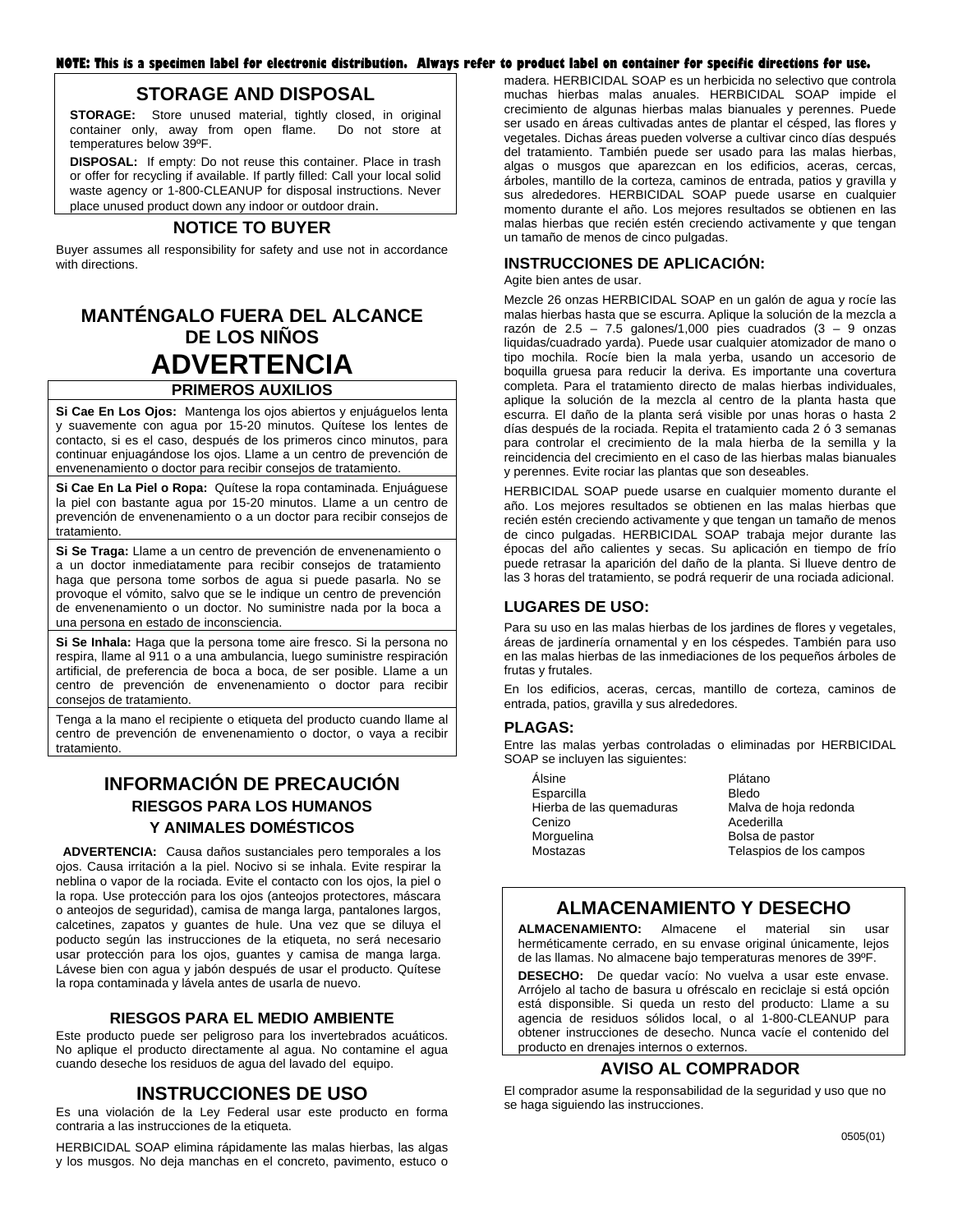**NOTE: This is a specimen label for electronic distribution. Always refer to product label on container for specific directions for use.**

## STORAGE AND DISPOSAL

**STORAGE:** Store unused material, tightly closed, in original container only, away from open flame. Do not store at temperatures below 39ºF.

**DISPOSAL:** If empty: Do not reuse this container. Place in trash or offer for recycling if available. If partly filled: Call your local solid waste agency or 1-800-CLEANUP for disposal instructions. Never place unused product down any indoor or outdoor drain.

## NOTICE TO BUYER

Buyer assumes all responsibility for safety and use not in accordance with directions.

## MANTÉNGALO FUERA DEL ALCANCE DE LOS NIÑOS

# ADVERTENCIA

### PRIMEROS AUXILIOS

**Si Cae En Los Ojos:** Mantenga los ojos abiertos y enjuáguelos lenta y suavemente con agua por 15-20 minutos. Quítese los lentes de contacto, si es el caso, después de los primeros cinco minutos, para continuar enjuagándose los ojos. Llame a un centro de prevención de envenenamiento o doctor para recibir consejos de tratamiento.

**Si Cae En La Piel o Ropa:** Quítese la ropa contaminada. Enjuáguese la piel con bastante agua por 15-20 minutos. Llame a un centro de prevención de envenenamiento o a un doctor para recibir consejos de tratamiento.

**Si Se Traga:** Llame a un centro de prevención de envenenamiento o a un doctor inmediatamente para recibir consejos de tratamiento haga que persona tome sorbos de agua si puede pasarla. No se provoque el vómito, salvo que se le indique un centro de prevención de envenenamiento o un doctor. No suministre nada por la boca a una persona en estado de inconsciencia.

**Si Se Inhala:** Haga que la persona tome aire fresco. Si la persona no respira, llame al 911 o a una ambulancia, luego suministre respiración artificial, de preferencia de boca a boca, de ser posible. Llame a un centro de prevención de envenenamiento o doctor para recibir consejos de tratamiento.

Tenga a la mano el recipiente o etiqueta del producto cuando llame al centro de prevención de envenenamiento o doctor, o vaya a recibir tratamiento.

## INFORMACIÓN DE PRECAUCIÓN

### RIESGOS PARA LOS HUMANOS Y ANIMALES DOMÉSTICOS

**ADVERTENCIA:** Causa daños sustanciales pero temporales a los ojos. Causa irritación a la piel. Nocivo si se inhala. Evite respirar la neblina o vapor de la rociada. Evite el contacto con los ojos, la piel o la ropa. Use protección para los ojos (anteojos protectores, máscara o anteojos de seguridad), camisa de manga larga, pantalones largos, calcetines, zapatos y guantes de hule. Una vez que se diluya el poducto según las instrucciones de la etiqueta, no será necesario usar protección para los ojos, guantes y camisa de manga larga. Lávese bien con agua y jabón después de usar el producto. Quítese la ropa contaminada y lávela antes de usarla de nuevo.

### RIESGOS PARA EL MEDIO AMBIENTE

Este producto puede ser peligroso para los invertebrados acuáticos. No aplique el producto directamente al agua. No contamine el agua cuando deseche los residuos de agua del lavado del equipo.

## INSTRUCCIONES DE USO

Es una violación de la Ley Federal usar este producto en forma contraria a las instrucciones de la etiqueta.

HERBICIDAL SOAP elimina rápidamente las malas hierbas, las algas y los musgos. No deja manchas en el concreto, pavimento, estuco o madera. HERBICIDAL SOAP es un herbicida no selectivo que controla muchas hierbas malas anuales. HERBICIDAL SOAP impide el crecimiento de algunas hierbas malas bianuales y perennes. Puede ser usado en áreas cultivadas antes de plantar el césped, las flores y vegetales. Dichas áreas pueden volverse a cultivar cinco días después del tratamiento. También puede ser usado para las malas hierbas, algas o musgos que aparezcan en los edificios, aceras, cercas, árboles, mantillo de la corteza, caminos de entrada, patios y gravilla y sus alrededores. HERBICIDAL SOAP puede usarse en cualquier momento durante el año. Los mejores resultados se obtienen en las malas hierbas que recién estén creciendo activamente y que tengan un tamaño de menos de cinco pulgadas.

### INSTRUCCIONES DE APLICACIÓN:

Agite bien antes de usar.

Mezcle 26 onzas HERBICIDAL SOAP en un galón de agua y rocíe las malas hierbas hasta que se escurra. Aplique la solución de la mezcla a razón de 2.5 – 7.5 galones/1,000 pies cuadrados (3 – 9 onzas liquidas/cuadrado yarda). Puede usar cualquier atomizador de mano o tipo mochila. Rocíe bien la mala yerba, usando un accesorio de boquilla gruesa para reducir la deriva. Es importante una covertura completa. Para el tratamiento directo de malas hierbas individuales, aplique la solución de la mezcla al centro de la planta hasta que escurra. El daño de la planta será visible por unas horas o hasta 2 días después de la rociada. Repita el tratamiento cada 2 ó 3 semanas para controlar el crecimiento de la mala hierba de la semilla y la reincidencia del crecimiento en el caso de las hierbas malas bianuales y perennes. Evite rociar las plantas que son deseables.

HERBICIDAL SOAP puede usarse en cualquier momento durante el año. Los mejores resultados se obtienen en las malas hierbas que recién estén creciendo activamente y que tengan un tamaño de menos de cinco pulgadas. HERBICIDAL SOAP trabaja mejor durante las épocas del año calientes y secas. Su aplicación en tiempo de frío puede retrasar la aparición del daño de la planta. Si llueve dentro de las 3 horas del tratamiento, se podrá requerir de una rociada adicional.

### LUGARES DE USO:

Para su uso en las malas hierbas de los jardines de flores y vegetales, áreas de jardinería ornamental y en los céspedes. También para uso en las malas hierbas de las inmediaciones de los pequeños árboles de frutas y frutales.

En los edificios, aceras, cercas, mantillo de corteza, caminos de entrada, patios, gravilla y sus alrededores.

### PLAGAS:

Entre las malas yerbas controladas o eliminadas por HERBICIDAL SOAP se incluyen las siguientes:

| | |
|---|---|
| Álsine | Plátano |
| Esparcilla | Bledo |
| Hierba de las quemaduras | Malva de hoja redonda |
| Cenizo | Acederilla |
| Morguelina | Bolsa de pastor |
| Mostazas | Telaspios de los campos |

## ALMACENAMIENTO Y DESECHO

**ALMACENAMIENTO:** Almacene el material sin usar herméticamente cerrado, en su envase original únicamente, lejos de las llamas. No almacene bajo temperaturas menores de 39ºF.

**DESECHO:** De quedar vacío: No vuelva a usar este envase. Arrójelo al tacho de basura u ofréscalo en reciclaje si está opción está disponsible. Si queda un resto del producto: Llame a su agencia de residuos sólidos local, o al 1-800-CLEANUP para obtener instrucciones de desecho. Nunca vacíe el contenido del producto en drenajes internos o externos.

## AVISO AL COMPRADOR

El comprador asume la responsabilidad de la seguridad y uso que no se haga siguiendo las instrucciones.

0505(01)